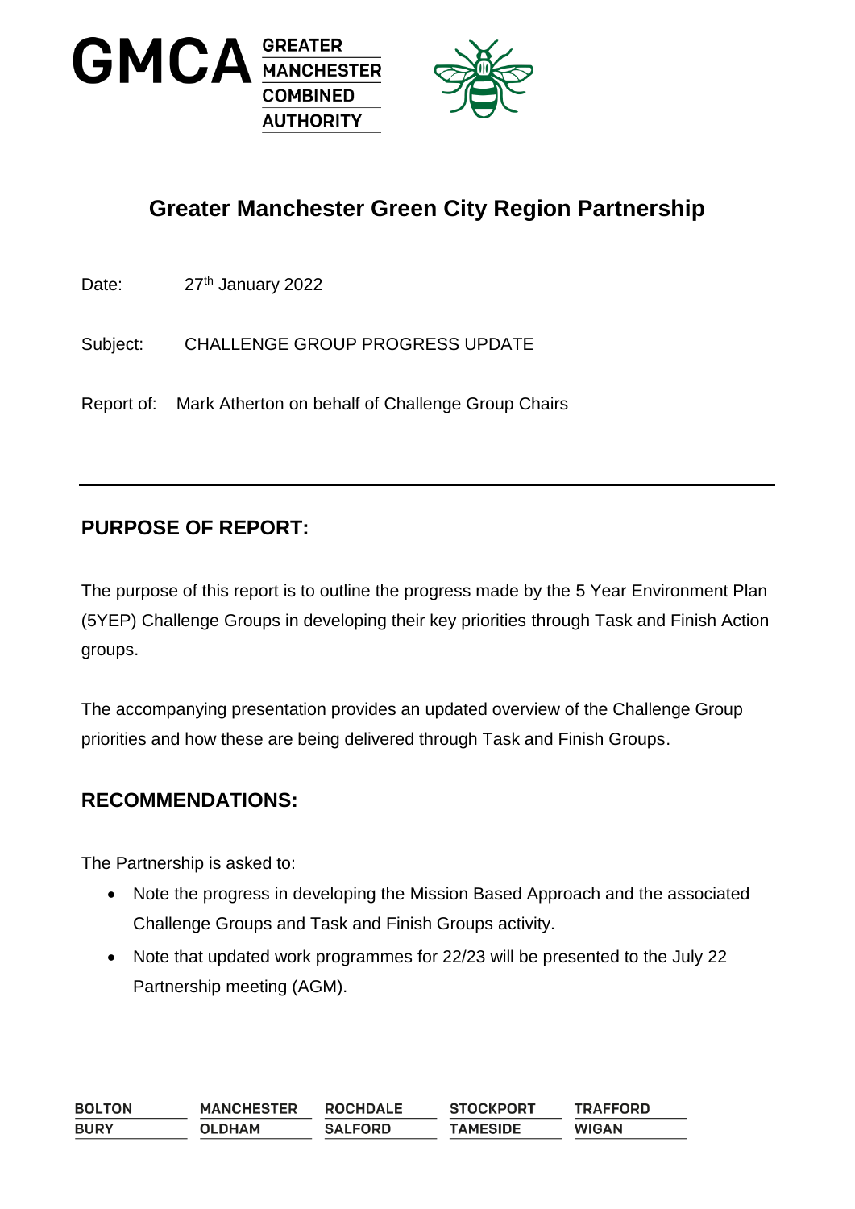# Greater Manchester Green City Region Partnership

Date: 27th January 2022

Subject: CHALLENGE GROUP PROGRESS UPDATE

Report of: Mark Atherton on behalf of Challenge Group Chairs

---

## PURPOSE OF REPORT:

The purpose of this report is to outline the progress made by the 5 Year Environment Plan (5YEP) Challenge Groups in developing their key priorities through Task and Finish Action groups.

The accompanying presentation provides an updated overview of the Challenge Group priorities and how these are being delivered through Task and Finish Groups.

## RECOMMENDATIONS:

The Partnership is asked to:

- Note the progress in developing the Mission Based Approach and the associated Challenge Groups and Task and Finish Groups activity.
- Note that updated work programmes for 22/23 will be presented to the July 22 Partnership meeting (AGM).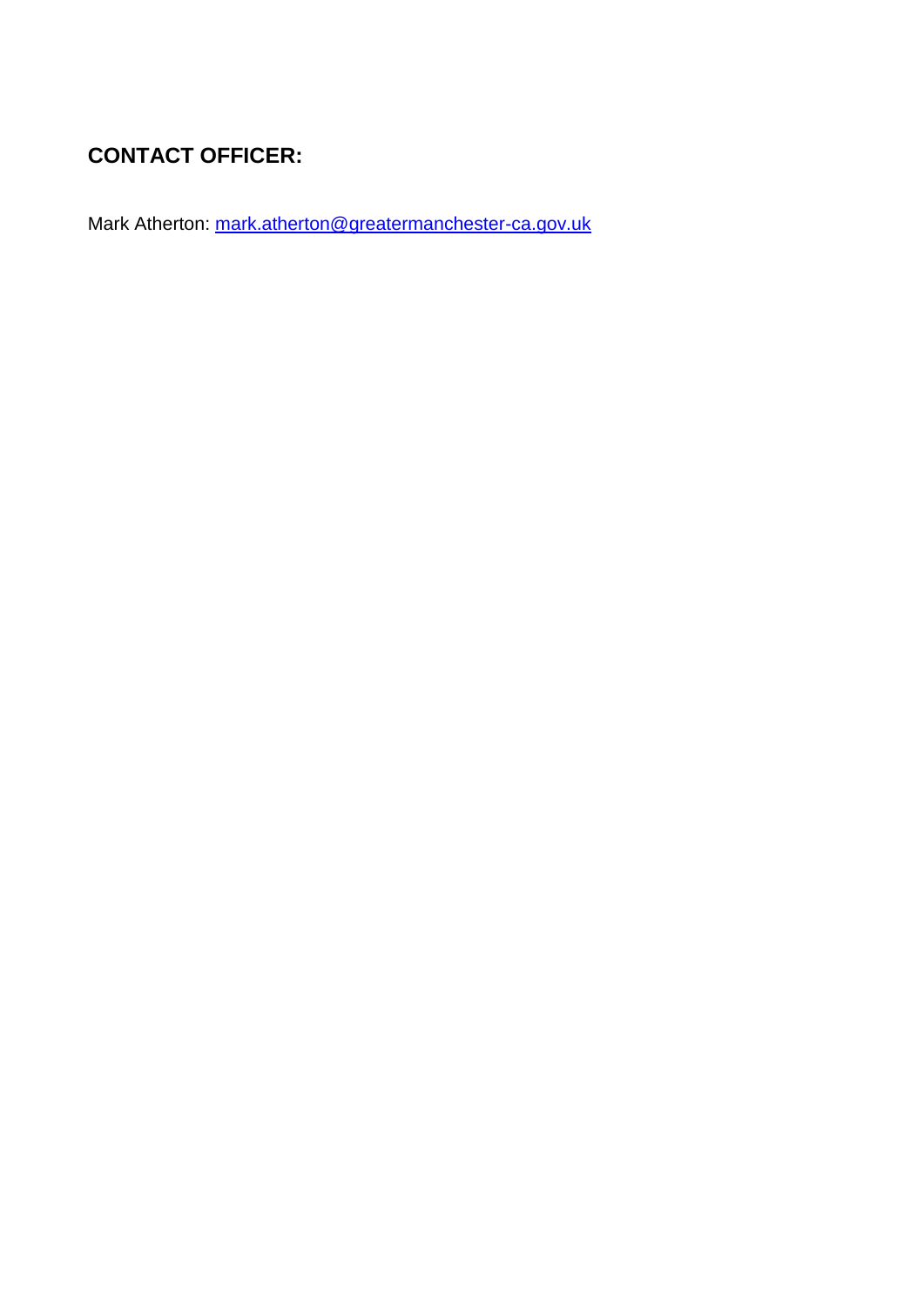**CONTACT OFFICER:**

Mark Atherton: [mark.atherton@greatermanchester-ca.gov.uk](mailto:mark.atherton@greatermanchester-ca.gov.uk)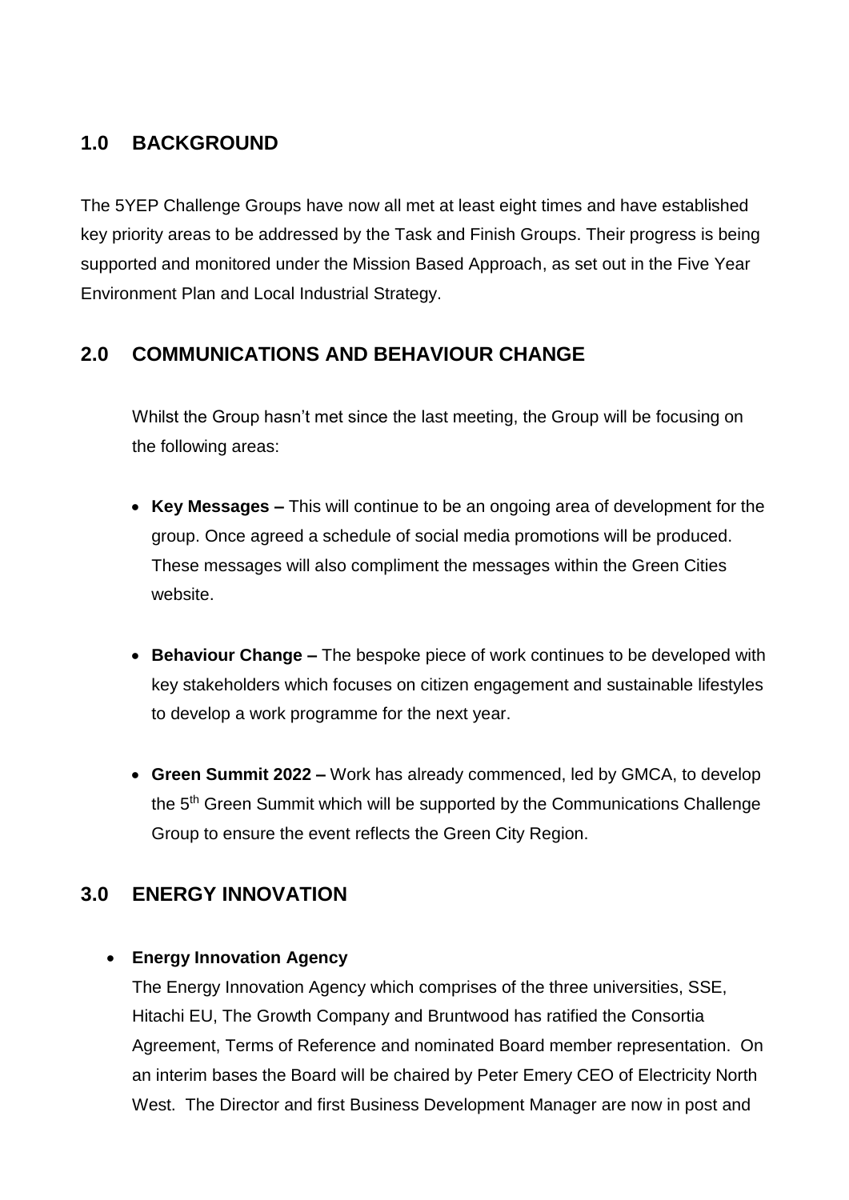## 1.0 BACKGROUND

The 5YEP Challenge Groups have now all met at least eight times and have established key priority areas to be addressed by the Task and Finish Groups. Their progress is being supported and monitored under the Mission Based Approach, as set out in the Five Year Environment Plan and Local Industrial Strategy.

## 2.0 COMMUNICATIONS AND BEHAVIOUR CHANGE

Whilst the Group hasn't met since the last meeting, the Group will be focusing on the following areas:

- **Key Messages –** This will continue to be an ongoing area of development for the group. Once agreed a schedule of social media promotions will be produced. These messages will also compliment the messages within the Green Cities website.
- **Behaviour Change –** The bespoke piece of work continues to be developed with key stakeholders which focuses on citizen engagement and sustainable lifestyles to develop a work programme for the next year.
- **Green Summit 2022 –** Work has already commenced, led by GMCA, to develop the 5th Green Summit which will be supported by the Communications Challenge Group to ensure the event reflects the Green City Region.

## 3.0 ENERGY INNOVATION

- **Energy Innovation Agency**

  The Energy Innovation Agency which comprises of the three universities, SSE, Hitachi EU, The Growth Company and Bruntwood has ratified the Consortia Agreement, Terms of Reference and nominated Board member representation. On an interim bases the Board will be chaired by Peter Emery CEO of Electricity North West. The Director and first Business Development Manager are now in post and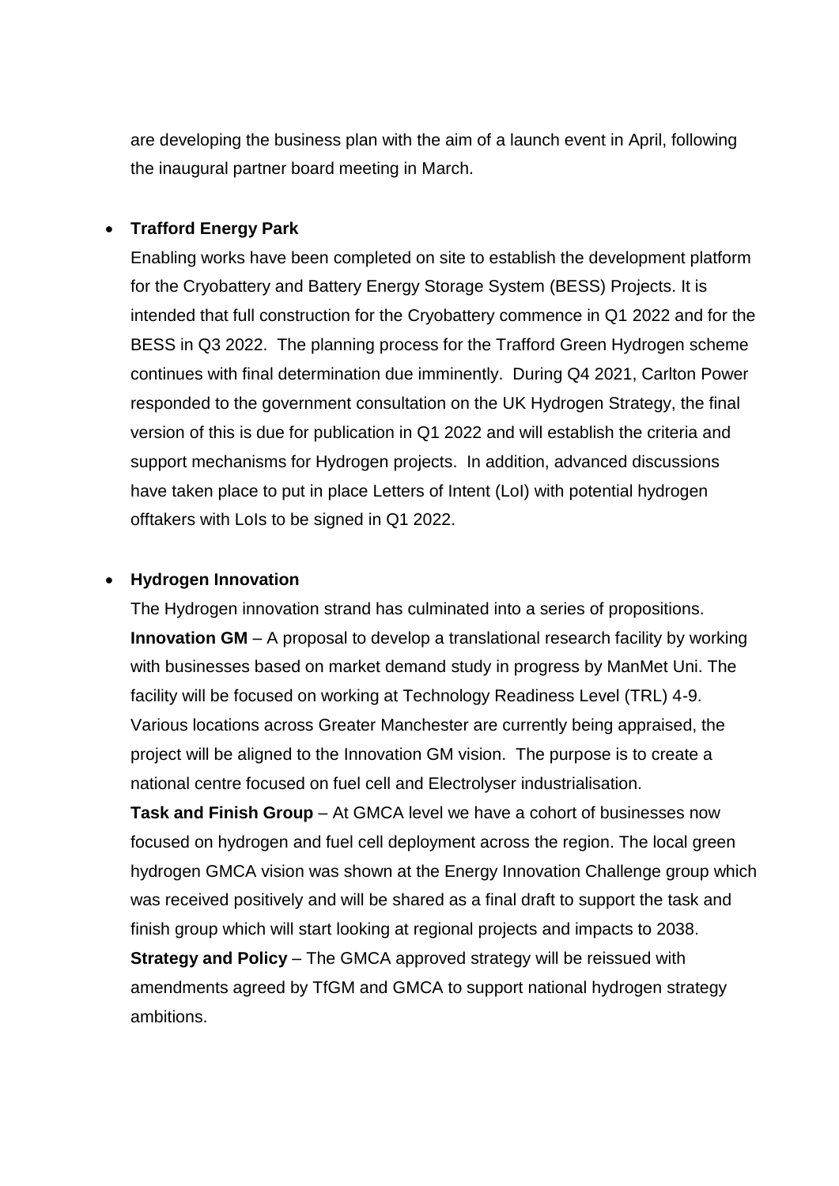are developing the business plan with the aim of a launch event in April, following the inaugural partner board meeting in March.

- **Trafford Energy Park**

  Enabling works have been completed on site to establish the development platform for the Cryobattery and Battery Energy Storage System (BESS) Projects. It is intended that full construction for the Cryobattery commence in Q1 2022 and for the BESS in Q3 2022. The planning process for the Trafford Green Hydrogen scheme continues with final determination due imminently. During Q4 2021, Carlton Power responded to the government consultation on the UK Hydrogen Strategy, the final version of this is due for publication in Q1 2022 and will establish the criteria and support mechanisms for Hydrogen projects. In addition, advanced discussions have taken place to put in place Letters of Intent (LoI) with potential hydrogen offtakers with LoIs to be signed in Q1 2022.

- **Hydrogen Innovation**

  The Hydrogen innovation strand has culminated into a series of propositions.
  **Innovation GM** – A proposal to develop a translational research facility by working with businesses based on market demand study in progress by ManMet Uni. The facility will be focused on working at Technology Readiness Level (TRL) 4-9. Various locations across Greater Manchester are currently being appraised, the project will be aligned to the Innovation GM vision. The purpose is to create a national centre focused on fuel cell and Electrolyser industrialisation.
  **Task and Finish Group** – At GMCA level we have a cohort of businesses now focused on hydrogen and fuel cell deployment across the region. The local green hydrogen GMCA vision was shown at the Energy Innovation Challenge group which was received positively and will be shared as a final draft to support the task and finish group which will start looking at regional projects and impacts to 2038.
  **Strategy and Policy** – The GMCA approved strategy will be reissued with amendments agreed by TfGM and GMCA to support national hydrogen strategy ambitions.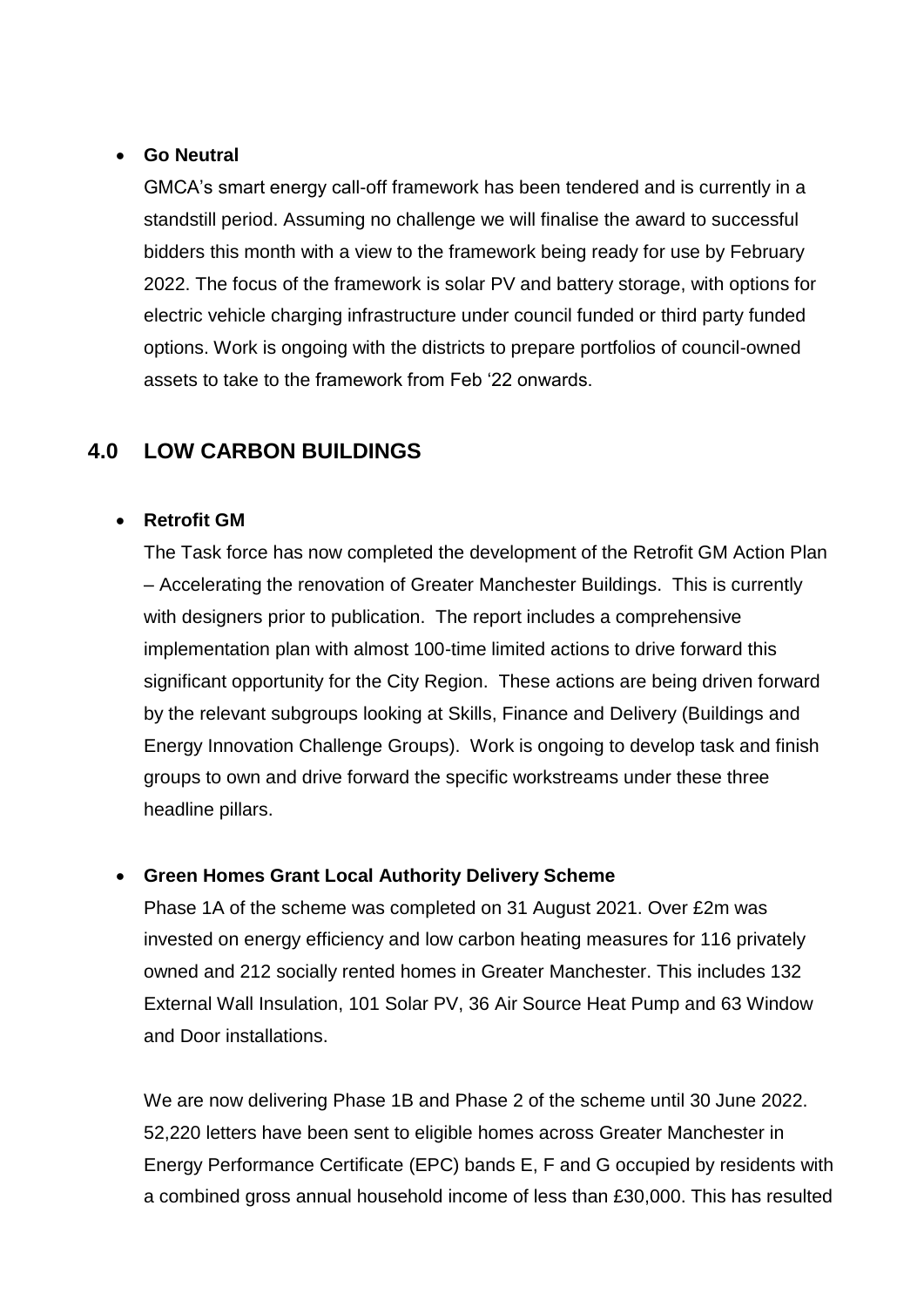- **Go Neutral**

  GMCA's smart energy call-off framework has been tendered and is currently in a standstill period. Assuming no challenge we will finalise the award to successful bidders this month with a view to the framework being ready for use by February 2022. The focus of the framework is solar PV and battery storage, with options for electric vehicle charging infrastructure under council funded or third party funded options. Work is ongoing with the districts to prepare portfolios of council-owned assets to take to the framework from Feb '22 onwards.

## 4.0 LOW CARBON BUILDINGS

- **Retrofit GM**

  The Task force has now completed the development of the Retrofit GM Action Plan – Accelerating the renovation of Greater Manchester Buildings. This is currently with designers prior to publication. The report includes a comprehensive implementation plan with almost 100-time limited actions to drive forward this significant opportunity for the City Region. These actions are being driven forward by the relevant subgroups looking at Skills, Finance and Delivery (Buildings and Energy Innovation Challenge Groups). Work is ongoing to develop task and finish groups to own and drive forward the specific workstreams under these three headline pillars.

- **Green Homes Grant Local Authority Delivery Scheme**

  Phase 1A of the scheme was completed on 31 August 2021. Over £2m was invested on energy efficiency and low carbon heating measures for 116 privately owned and 212 socially rented homes in Greater Manchester. This includes 132 External Wall Insulation, 101 Solar PV, 36 Air Source Heat Pump and 63 Window and Door installations.

  We are now delivering Phase 1B and Phase 2 of the scheme until 30 June 2022. 52,220 letters have been sent to eligible homes across Greater Manchester in Energy Performance Certificate (EPC) bands E, F and G occupied by residents with a combined gross annual household income of less than £30,000. This has resulted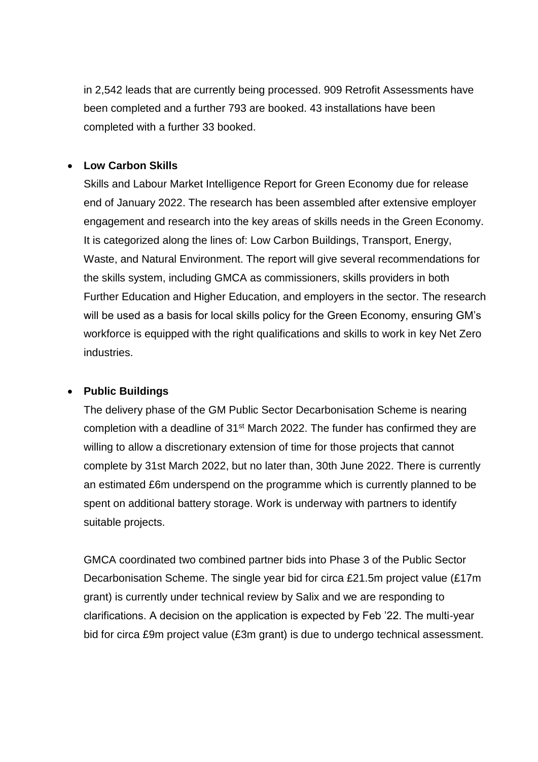in 2,542 leads that are currently being processed. 909 Retrofit Assessments have been completed and a further 793 are booked. 43 installations have been completed with a further 33 booked.

- **Low Carbon Skills**

  Skills and Labour Market Intelligence Report for Green Economy due for release end of January 2022. The research has been assembled after extensive employer engagement and research into the key areas of skills needs in the Green Economy. It is categorized along the lines of: Low Carbon Buildings, Transport, Energy, Waste, and Natural Environment. The report will give several recommendations for the skills system, including GMCA as commissioners, skills providers in both Further Education and Higher Education, and employers in the sector. The research will be used as a basis for local skills policy for the Green Economy, ensuring GM's workforce is equipped with the right qualifications and skills to work in key Net Zero industries.

- **Public Buildings**

  The delivery phase of the GM Public Sector Decarbonisation Scheme is nearing completion with a deadline of 31st March 2022. The funder has confirmed they are willing to allow a discretionary extension of time for those projects that cannot complete by 31st March 2022, but no later than, 30th June 2022. There is currently an estimated £6m underspend on the programme which is currently planned to be spent on additional battery storage. Work is underway with partners to identify suitable projects.

  GMCA coordinated two combined partner bids into Phase 3 of the Public Sector Decarbonisation Scheme. The single year bid for circa £21.5m project value (£17m grant) is currently under technical review by Salix and we are responding to clarifications. A decision on the application is expected by Feb '22. The multi-year bid for circa £9m project value (£3m grant) is due to undergo technical assessment.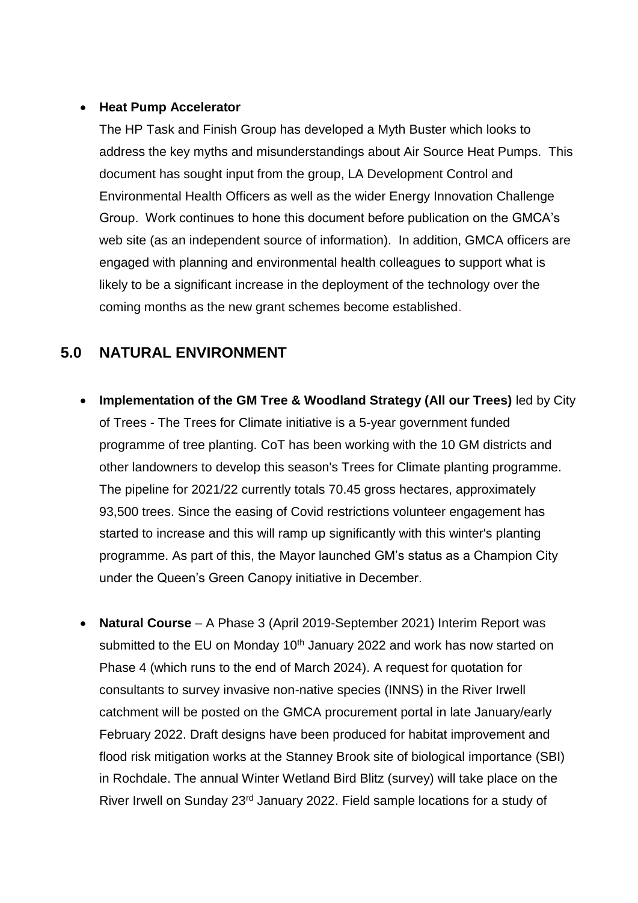- **Heat Pump Accelerator**

  The HP Task and Finish Group has developed a Myth Buster which looks to address the key myths and misunderstandings about Air Source Heat Pumps. This document has sought input from the group, LA Development Control and Environmental Health Officers as well as the wider Energy Innovation Challenge Group. Work continues to hone this document before publication on the GMCA's web site (as an independent source of information). In addition, GMCA officers are engaged with planning and environmental health colleagues to support what is likely to be a significant increase in the deployment of the technology over the coming months as the new grant schemes become established.

## 5.0 NATURAL ENVIRONMENT

- **Implementation of the GM Tree & Woodland Strategy (All our Trees)** led by City of Trees - The Trees for Climate initiative is a 5-year government funded programme of tree planting. CoT has been working with the 10 GM districts and other landowners to develop this season's Trees for Climate planting programme. The pipeline for 2021/22 currently totals 70.45 gross hectares, approximately 93,500 trees. Since the easing of Covid restrictions volunteer engagement has started to increase and this will ramp up significantly with this winter's planting programme. As part of this, the Mayor launched GM's status as a Champion City under the Queen's Green Canopy initiative in December.

- **Natural Course** – A Phase 3 (April 2019-September 2021) Interim Report was submitted to the EU on Monday 10th January 2022 and work has now started on Phase 4 (which runs to the end of March 2024). A request for quotation for consultants to survey invasive non-native species (INNS) in the River Irwell catchment will be posted on the GMCA procurement portal in late January/early February 2022. Draft designs have been produced for habitat improvement and flood risk mitigation works at the Stanney Brook site of biological importance (SBI) in Rochdale. The annual Winter Wetland Bird Blitz (survey) will take place on the River Irwell on Sunday 23rd January 2022. Field sample locations for a study of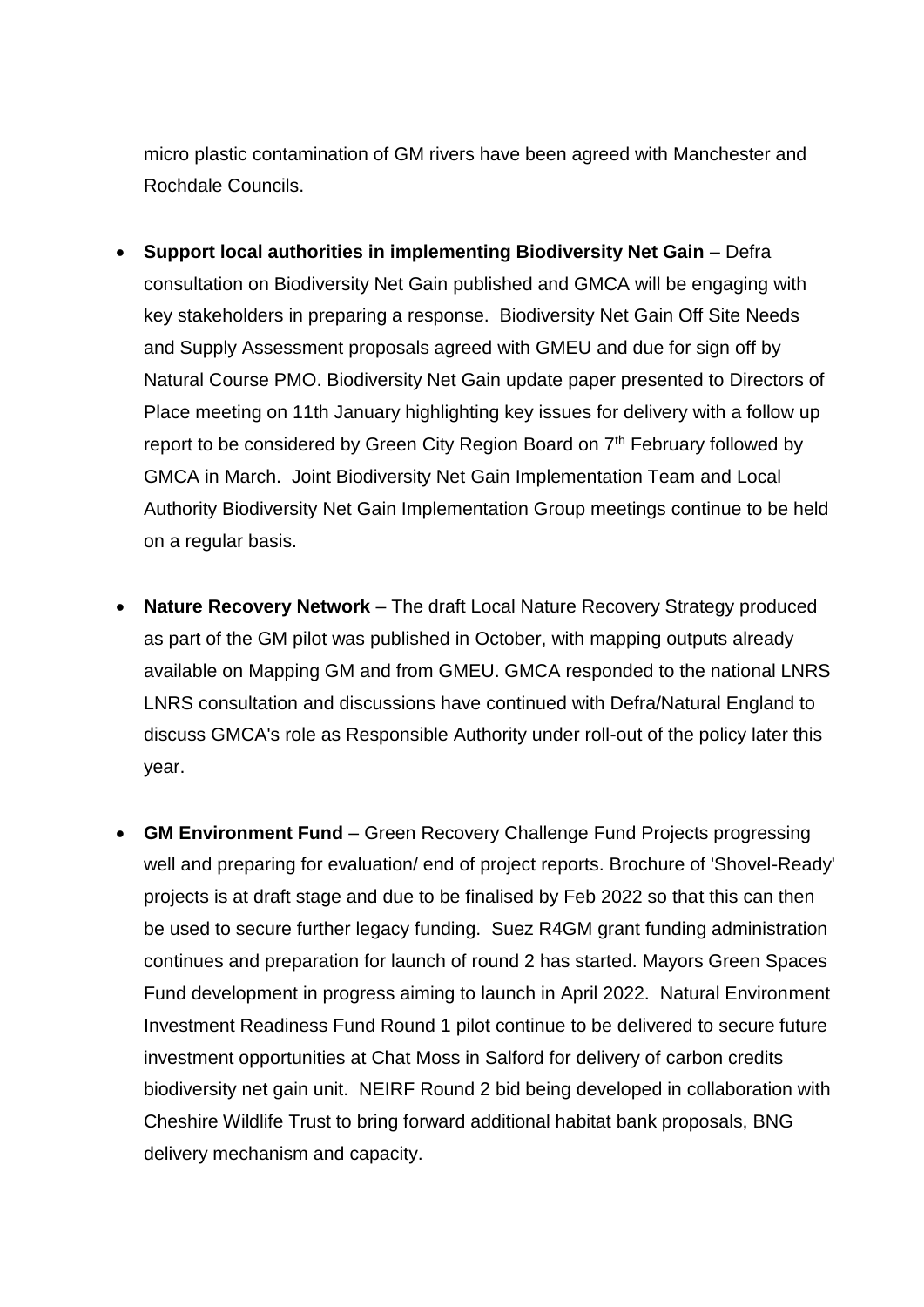micro plastic contamination of GM rivers have been agreed with Manchester and Rochdale Councils.

- **Support local authorities in implementing Biodiversity Net Gain** – Defra consultation on Biodiversity Net Gain published and GMCA will be engaging with key stakeholders in preparing a response. Biodiversity Net Gain Off Site Needs and Supply Assessment proposals agreed with GMEU and due for sign off by Natural Course PMO. Biodiversity Net Gain update paper presented to Directors of Place meeting on 11th January highlighting key issues for delivery with a follow up report to be considered by Green City Region Board on 7th February followed by GMCA in March. Joint Biodiversity Net Gain Implementation Team and Local Authority Biodiversity Net Gain Implementation Group meetings continue to be held on a regular basis.

- **Nature Recovery Network** – The draft Local Nature Recovery Strategy produced as part of the GM pilot was published in October, with mapping outputs already available on Mapping GM and from GMEU. GMCA responded to the national LNRS LNRS consultation and discussions have continued with Defra/Natural England to discuss GMCA's role as Responsible Authority under roll-out of the policy later this year.

- **GM Environment Fund** – Green Recovery Challenge Fund Projects progressing well and preparing for evaluation/ end of project reports. Brochure of 'Shovel-Ready' projects is at draft stage and due to be finalised by Feb 2022 so that this can then be used to secure further legacy funding. Suez R4GM grant funding administration continues and preparation for launch of round 2 has started. Mayors Green Spaces Fund development in progress aiming to launch in April 2022. Natural Environment Investment Readiness Fund Round 1 pilot continue to be delivered to secure future investment opportunities at Chat Moss in Salford for delivery of carbon credits biodiversity net gain unit. NEIRF Round 2 bid being developed in collaboration with Cheshire Wildlife Trust to bring forward additional habitat bank proposals, BNG delivery mechanism and capacity.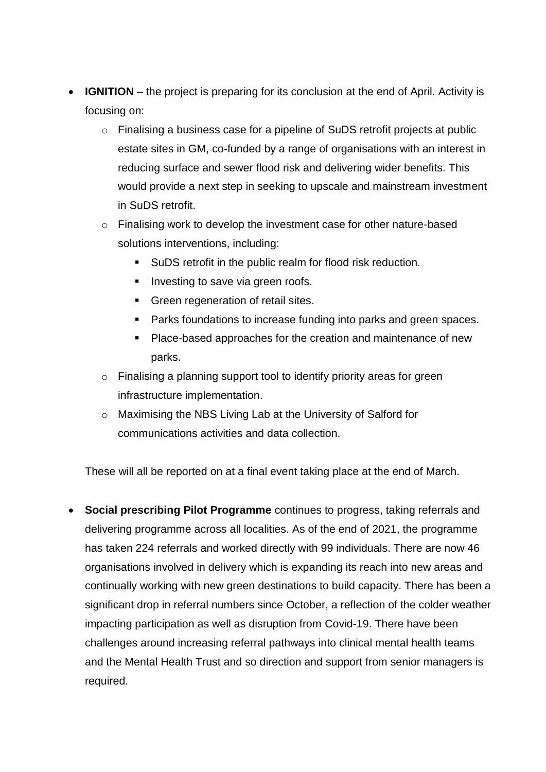- **IGNITION** – the project is preparing for its conclusion at the end of April. Activity is focusing on:
  - Finalising a business case for a pipeline of SuDS retrofit projects at public estate sites in GM, co-funded by a range of organisations with an interest in reducing surface and sewer flood risk and delivering wider benefits. This would provide a next step in seeking to upscale and mainstream investment in SuDS retrofit.
  - Finalising work to develop the investment case for other nature-based solutions interventions, including:
    - SuDS retrofit in the public realm for flood risk reduction.
    - Investing to save via green roofs.
    - Green regeneration of retail sites.
    - Parks foundations to increase funding into parks and green spaces.
    - Place-based approaches for the creation and maintenance of new parks.
  - Finalising a planning support tool to identify priority areas for green infrastructure implementation.
  - Maximising the NBS Living Lab at the University of Salford for communications activities and data collection.

  These will all be reported on at a final event taking place at the end of March.

- **Social prescribing Pilot Programme** continues to progress, taking referrals and delivering programme across all localities. As of the end of 2021, the programme has taken 224 referrals and worked directly with 99 individuals. There are now 46 organisations involved in delivery which is expanding its reach into new areas and continually working with new green destinations to build capacity. There has been a significant drop in referral numbers since October, a reflection of the colder weather impacting participation as well as disruption from Covid-19. There have been challenges around increasing referral pathways into clinical mental health teams and the Mental Health Trust and so direction and support from senior managers is required.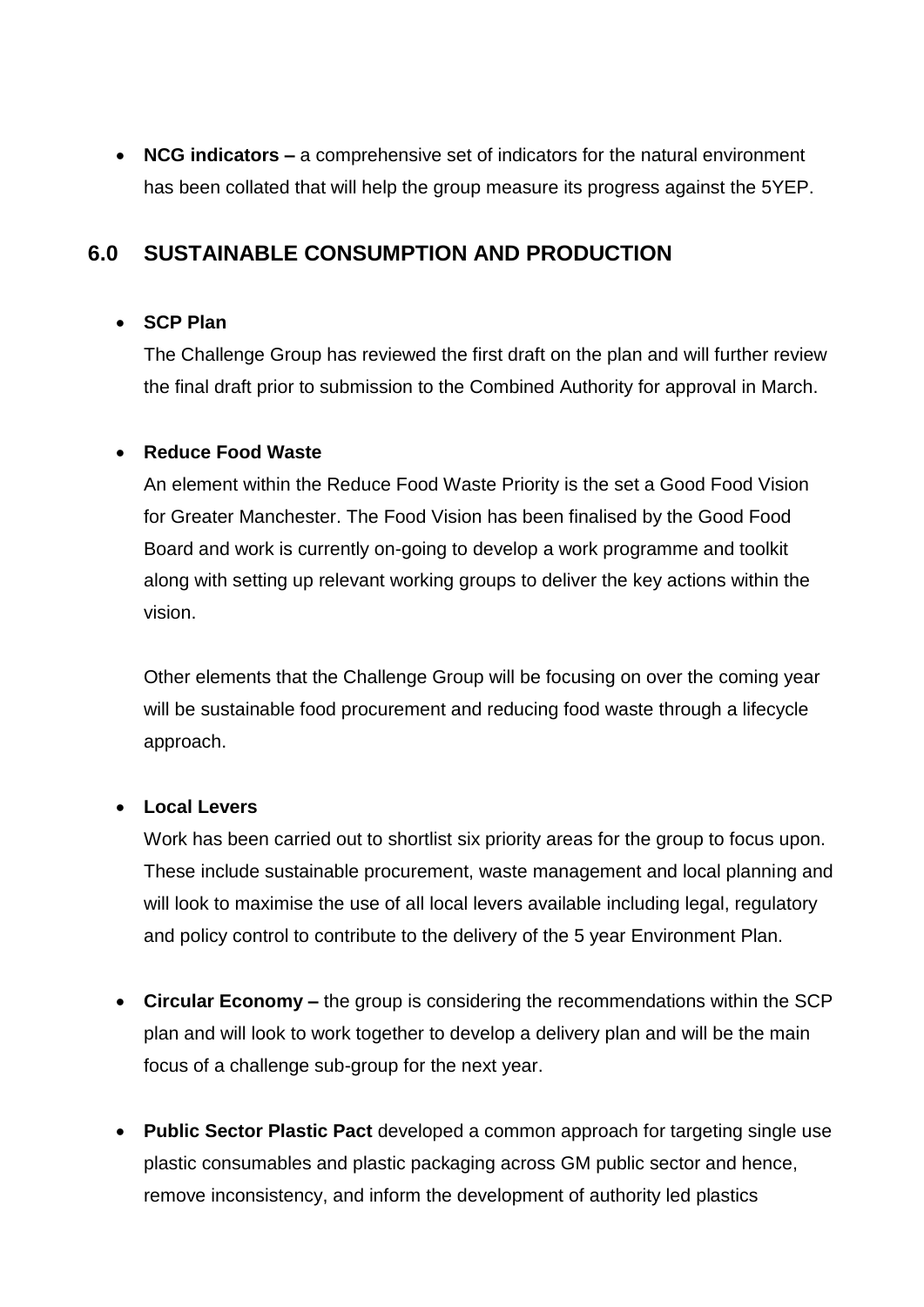- **NCG indicators –** a comprehensive set of indicators for the natural environment has been collated that will help the group measure its progress against the 5YEP.

## 6.0 SUSTAINABLE CONSUMPTION AND PRODUCTION

- **SCP Plan**

  The Challenge Group has reviewed the first draft on the plan and will further review the final draft prior to submission to the Combined Authority for approval in March.

- **Reduce Food Waste**

  An element within the Reduce Food Waste Priority is the set a Good Food Vision for Greater Manchester. The Food Vision has been finalised by the Good Food Board and work is currently on-going to develop a work programme and toolkit along with setting up relevant working groups to deliver the key actions within the vision.

  Other elements that the Challenge Group will be focusing on over the coming year will be sustainable food procurement and reducing food waste through a lifecycle approach.

- **Local Levers**

  Work has been carried out to shortlist six priority areas for the group to focus upon. These include sustainable procurement, waste management and local planning and will look to maximise the use of all local levers available including legal, regulatory and policy control to contribute to the delivery of the 5 year Environment Plan.

- **Circular Economy –** the group is considering the recommendations within the SCP plan and will look to work together to develop a delivery plan and will be the main focus of a challenge sub-group for the next year.

- **Public Sector Plastic Pact** developed a common approach for targeting single use plastic consumables and plastic packaging across GM public sector and hence, remove inconsistency, and inform the development of authority led plastics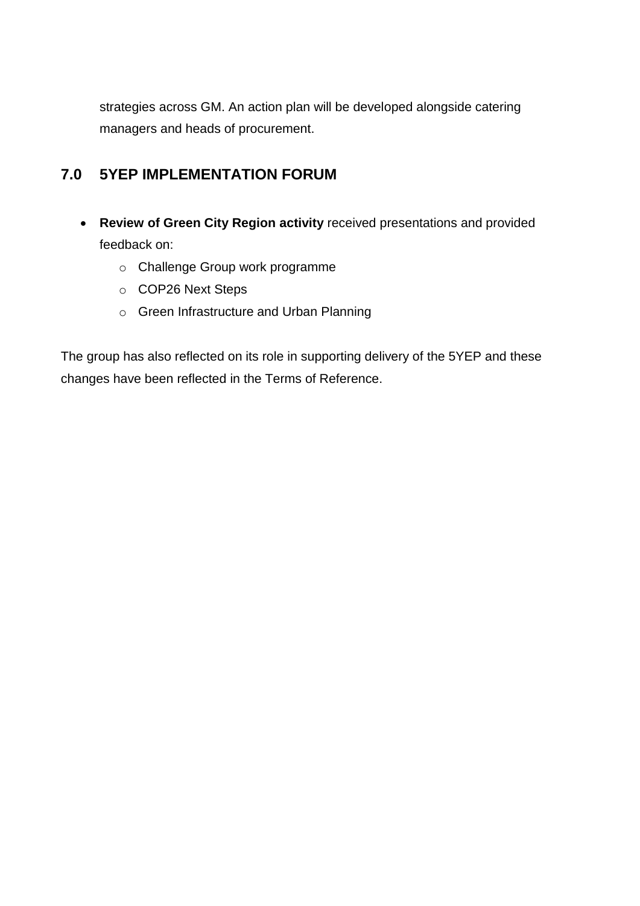strategies across GM. An action plan will be developed alongside catering managers and heads of procurement.

## 7.0 5YEP IMPLEMENTATION FORUM

- **Review of Green City Region activity** received presentations and provided feedback on:
  - Challenge Group work programme
  - COP26 Next Steps
  - Green Infrastructure and Urban Planning

The group has also reflected on its role in supporting delivery of the 5YEP and these changes have been reflected in the Terms of Reference.